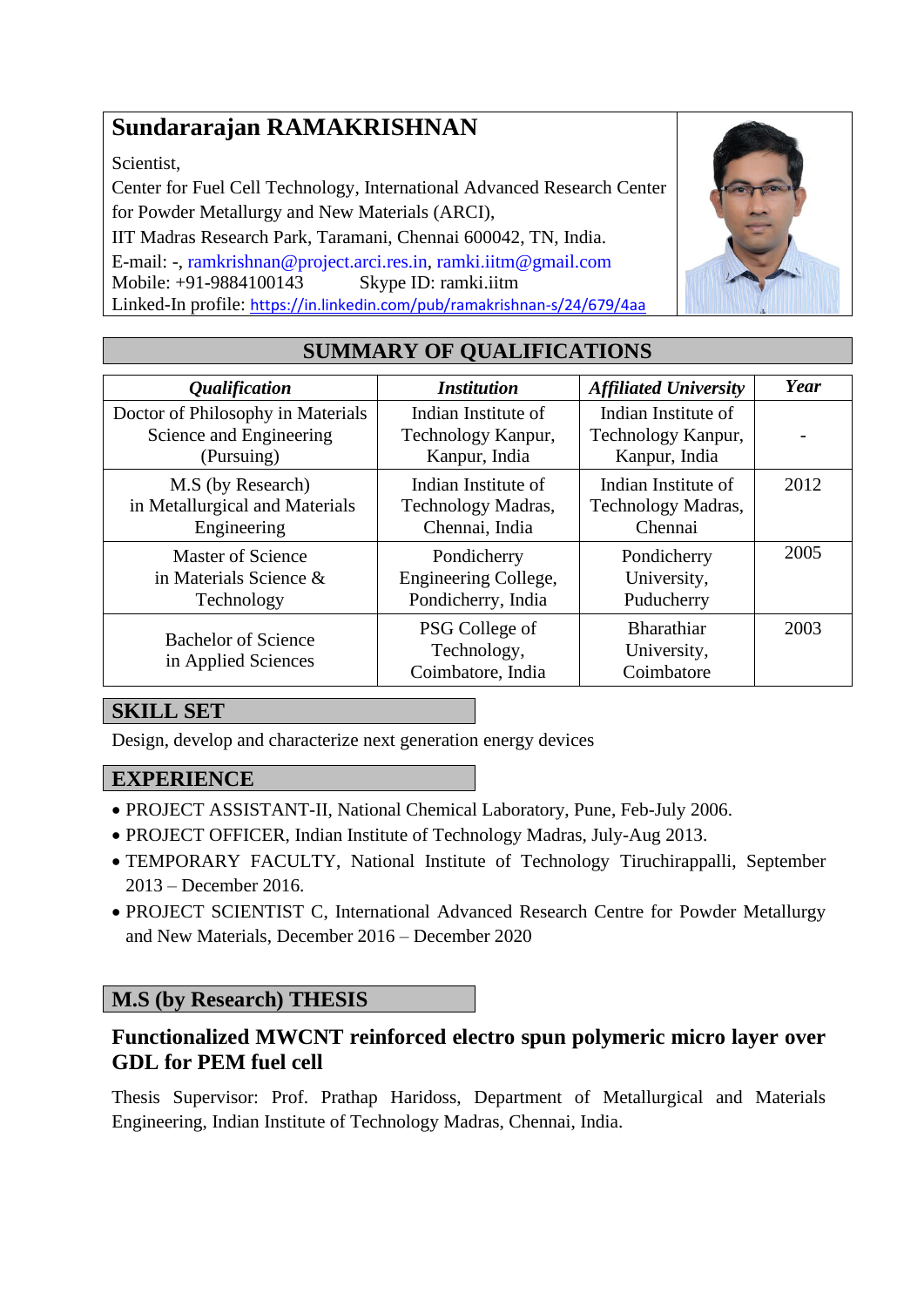# Sundararajan RAMAKRISHNAN

Scientist,
Center for Fuel Cell Technology, International Advanced Research Center for Powder Metallurgy and New Materials (ARCI),
IIT Madras Research Park, Taramani, Chennai 600042, TN, India.
E-mail: -, ramkrishnan@project.arci.res.in, ramki.iitm@gmail.com
Mobile: +91-9884100143 Skype ID: ramki.iitm
Linked-In profile: https://in.linkedin.com/pub/ramakrishnan-s/24/679/4aa

## SUMMARY OF QUALIFICATIONS

| *Qualification* | *Institution* | *Affiliated University* | *Year* |
|---|---|---|---|
| Doctor of Philosophy in Materials Science and Engineering (Pursuing) | Indian Institute of Technology Kanpur, Kanpur, India | Indian Institute of Technology Kanpur, Kanpur, India | - |
| M.S (by Research) in Metallurgical and Materials Engineering | Indian Institute of Technology Madras, Chennai, India | Indian Institute of Technology Madras, Chennai | 2012 |
| Master of Science in Materials Science & Technology | Pondicherry Engineering College, Pondicherry, India | Pondicherry University, Puducherry | 2005 |
| Bachelor of Science in Applied Sciences | PSG College of Technology, Coimbatore, India | Bharathiar University, Coimbatore | 2003 |

## SKILL SET

Design, develop and characterize next generation energy devices

## EXPERIENCE

- PROJECT ASSISTANT-II, National Chemical Laboratory, Pune, Feb-July 2006.
- PROJECT OFFICER, Indian Institute of Technology Madras, July-Aug 2013.
- TEMPORARY FACULTY, National Institute of Technology Tiruchirappalli, September 2013 – December 2016.
- PROJECT SCIENTIST C, International Advanced Research Centre for Powder Metallurgy and New Materials, December 2016 – December 2020

## M.S (by Research) THESIS

### Functionalized MWCNT reinforced electro spun polymeric micro layer over GDL for PEM fuel cell

Thesis Supervisor: Prof. Prathap Haridoss, Department of Metallurgical and Materials Engineering, Indian Institute of Technology Madras, Chennai, India.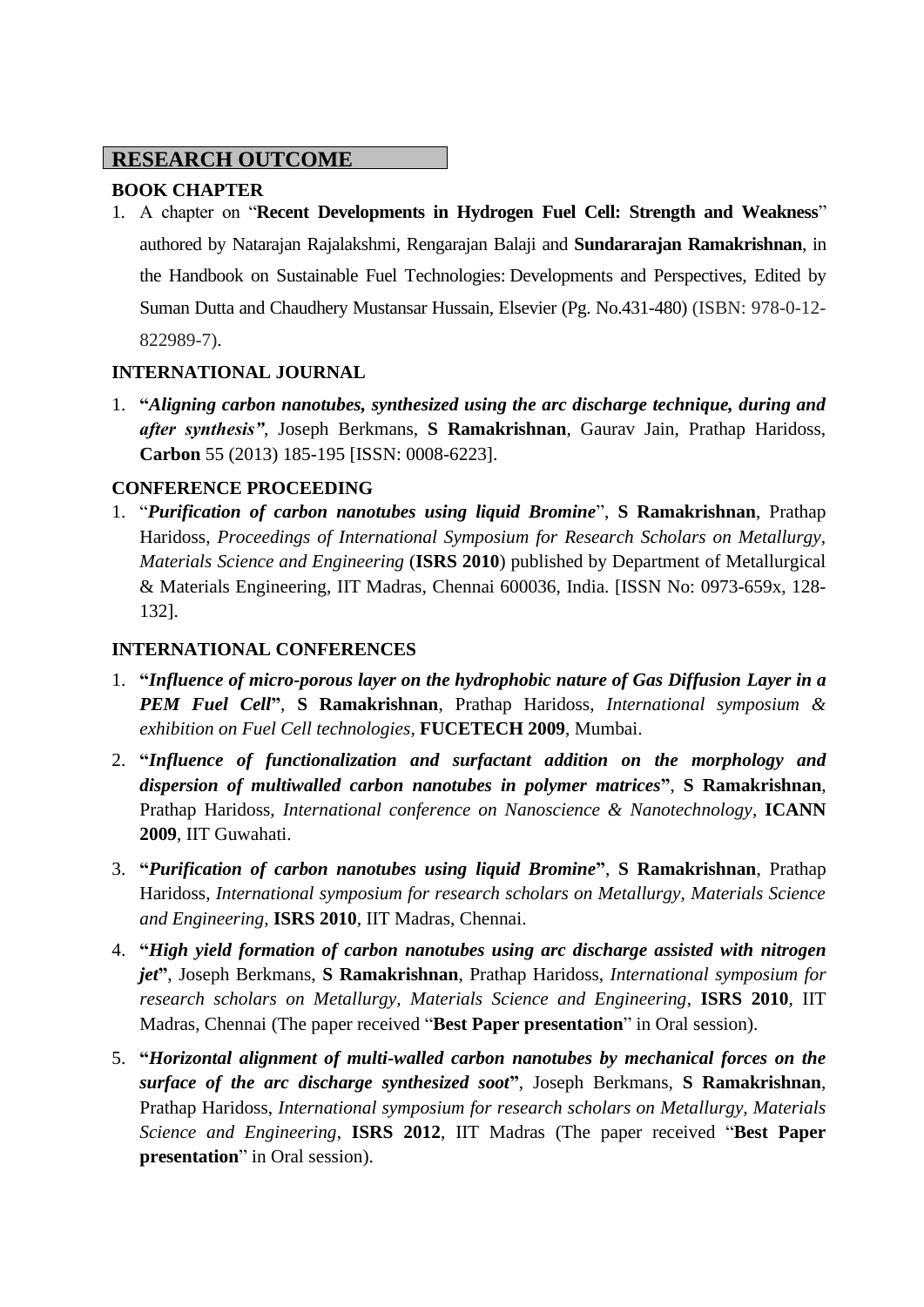## RESEARCH OUTCOME

### BOOK CHAPTER

1. A chapter on "**Recent Developments in Hydrogen Fuel Cell: Strength and Weakness**" authored by Natarajan Rajalakshmi, Rengarajan Balaji and **Sundararajan Ramakrishnan**, in the Handbook on Sustainable Fuel Technologies: Developments and Perspectives, Edited by Suman Dutta and Chaudhery Mustansar Hussain, Elsevier (Pg. No.431-480) (ISBN: 978-0-12-822989-7).

### INTERNATIONAL JOURNAL

1. **"*Aligning carbon nanotubes, synthesized using the arc discharge technique, during and after synthesis*"**, Joseph Berkmans, **S Ramakrishnan**, Gaurav Jain, Prathap Haridoss, **Carbon** 55 (2013) 185-195 [ISSN: 0008-6223].

### CONFERENCE PROCEEDING

1. "***Purification of carbon nanotubes using liquid Bromine***", **S Ramakrishnan**, Prathap Haridoss, *Proceedings of International Symposium for Research Scholars on Metallurgy, Materials Science and Engineering* (**ISRS 2010**) published by Department of Metallurgical & Materials Engineering, IIT Madras, Chennai 600036, India. [ISSN No: 0973-659x, 128-132].

### INTERNATIONAL CONFERENCES

1. **"*Influence of micro-porous layer on the hydrophobic nature of Gas Diffusion Layer in a PEM Fuel Cell*"**, **S Ramakrishnan**, Prathap Haridoss, *International symposium & exhibition on Fuel Cell technologies*, **FUCETECH 2009**, Mumbai.
2. **"*Influence of functionalization and surfactant addition on the morphology and dispersion of multiwalled carbon nanotubes in polymer matrices*"**, **S Ramakrishnan**, Prathap Haridoss, *International conference on Nanoscience & Nanotechnology*, **ICANN 2009**, IIT Guwahati.
3. **"*Purification of carbon nanotubes using liquid Bromine*"**, **S Ramakrishnan**, Prathap Haridoss, *International symposium for research scholars on Metallurgy, Materials Science and Engineering*, **ISRS 2010**, IIT Madras, Chennai.
4. **"*High yield formation of carbon nanotubes using arc discharge assisted with nitrogen jet*"**, Joseph Berkmans, **S Ramakrishnan**, Prathap Haridoss, *International symposium for research scholars on Metallurgy, Materials Science and Engineering*, **ISRS 2010**, IIT Madras, Chennai (The paper received "**Best Paper presentation**" in Oral session).
5. **"*Horizontal alignment of multi-walled carbon nanotubes by mechanical forces on the surface of the arc discharge synthesized soot*"**, Joseph Berkmans, **S Ramakrishnan**, Prathap Haridoss, *International symposium for research scholars on Metallurgy, Materials Science and Engineering*, **ISRS 2012**, IIT Madras (The paper received "**Best Paper presentation**" in Oral session).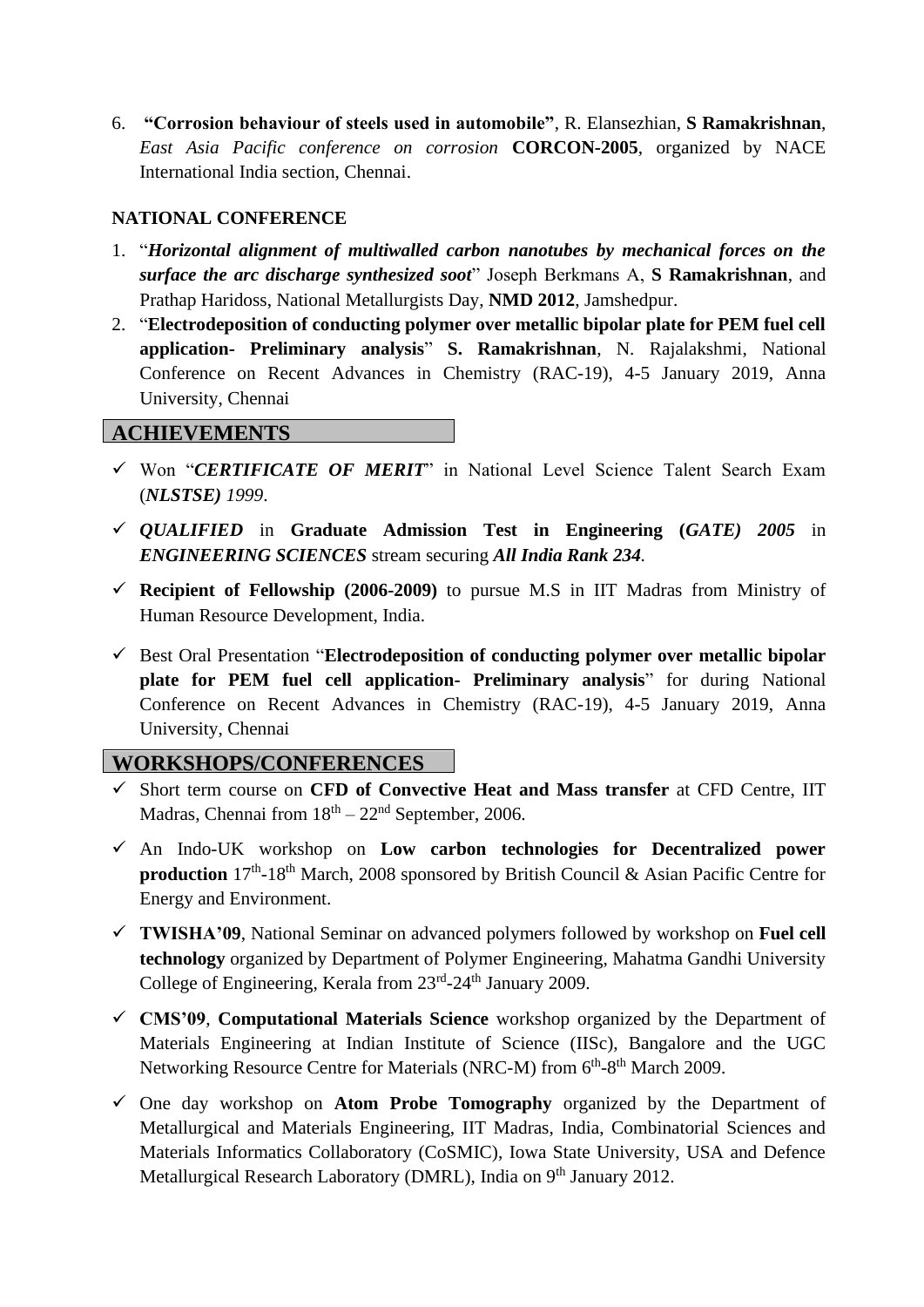6. **"Corrosion behaviour of steels used in automobile"**, R. Elansezhian, **S Ramakrishnan**, *East Asia Pacific conference on corrosion* **CORCON-2005**, organized by NACE International India section, Chennai.

**NATIONAL CONFERENCE**

1. "***Horizontal alignment of multiwalled carbon nanotubes by mechanical forces on the surface the arc discharge synthesized soot***" Joseph Berkmans A, **S Ramakrishnan**, and Prathap Haridoss, National Metallurgists Day, **NMD 2012**, Jamshedpur.
2. "**Electrodeposition of conducting polymer over metallic bipolar plate for PEM fuel cell application- Preliminary analysis**" **S. Ramakrishnan**, N. Rajalakshmi, National Conference on Recent Advances in Chemistry (RAC-19), 4-5 January 2019, Anna University, Chennai

## ACHIEVEMENTS

- ✓ Won "***CERTIFICATE OF MERIT***" in National Level Science Talent Search Exam (***NLSTSE)*** *1999*.
- ✓ ***QUALIFIED*** in **Graduate Admission Test in Engineering (*GATE) 2005*** in ***ENGINEERING SCIENCES*** stream securing ***All India Rank 234***.
- ✓ **Recipient of Fellowship (2006-2009)** to pursue M.S in IIT Madras from Ministry of Human Resource Development, India.
- ✓ Best Oral Presentation "**Electrodeposition of conducting polymer over metallic bipolar plate for PEM fuel cell application- Preliminary analysis**" for during National Conference on Recent Advances in Chemistry (RAC-19), 4-5 January 2019, Anna University, Chennai

## WORKSHOPS/CONFERENCES

- ✓ Short term course on **CFD of Convective Heat and Mass transfer** at CFD Centre, IIT Madras, Chennai from 18th – 22nd September, 2006.
- ✓ An Indo-UK workshop on **Low carbon technologies for Decentralized power production** 17th-18th March, 2008 sponsored by British Council & Asian Pacific Centre for Energy and Environment.
- ✓ **TWISHA'09**, National Seminar on advanced polymers followed by workshop on **Fuel cell technology** organized by Department of Polymer Engineering, Mahatma Gandhi University College of Engineering, Kerala from 23rd-24th January 2009.
- ✓ **CMS'09**, **Computational Materials Science** workshop organized by the Department of Materials Engineering at Indian Institute of Science (IISc), Bangalore and the UGC Networking Resource Centre for Materials (NRC-M) from 6th-8th March 2009.
- ✓ One day workshop on **Atom Probe Tomography** organized by the Department of Metallurgical and Materials Engineering, IIT Madras, India, Combinatorial Sciences and Materials Informatics Collaboratory (CoSMIC), Iowa State University, USA and Defence Metallurgical Research Laboratory (DMRL), India on 9th January 2012.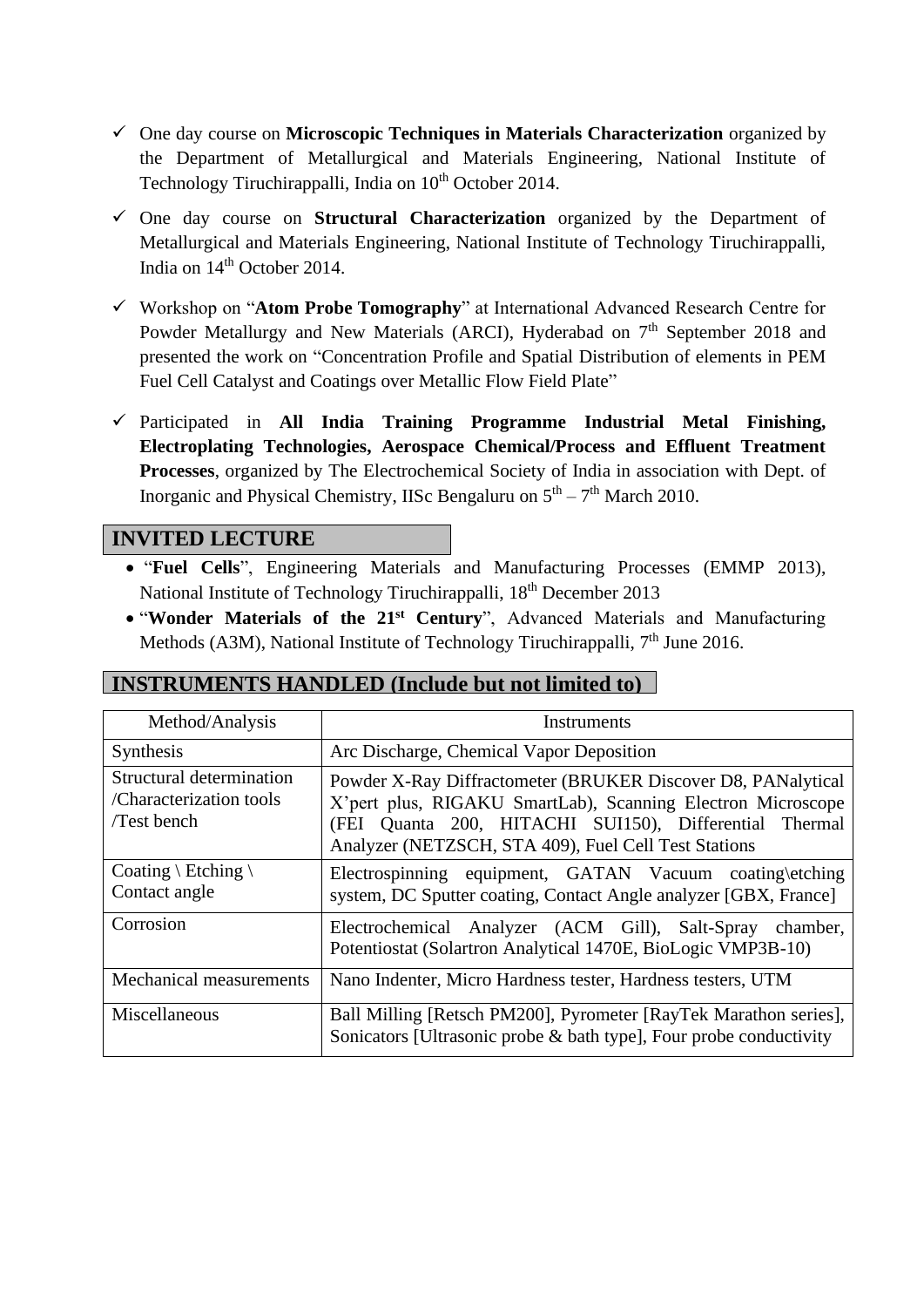- ✓ One day course on **Microscopic Techniques in Materials Characterization** organized by the Department of Metallurgical and Materials Engineering, National Institute of Technology Tiruchirappalli, India on 10th October 2014.
- ✓ One day course on **Structural Characterization** organized by the Department of Metallurgical and Materials Engineering, National Institute of Technology Tiruchirappalli, India on 14th October 2014.
- ✓ Workshop on "**Atom Probe Tomography**" at International Advanced Research Centre for Powder Metallurgy and New Materials (ARCI), Hyderabad on 7th September 2018 and presented the work on "Concentration Profile and Spatial Distribution of elements in PEM Fuel Cell Catalyst and Coatings over Metallic Flow Field Plate"
- ✓ Participated in **All India Training Programme Industrial Metal Finishing, Electroplating Technologies, Aerospace Chemical/Process and Effluent Treatment Processes**, organized by The Electrochemical Society of India in association with Dept. of Inorganic and Physical Chemistry, IISc Bengaluru on 5th – 7th March 2010.

## INVITED LECTURE

- "**Fuel Cells**", Engineering Materials and Manufacturing Processes (EMMP 2013), National Institute of Technology Tiruchirappalli, 18th December 2013
- "**Wonder Materials of the 21st Century**", Advanced Materials and Manufacturing Methods (A3M), National Institute of Technology Tiruchirappalli, 7th June 2016.

## INSTRUMENTS HANDLED (Include but not limited to)

| Method/Analysis | Instruments |
|---|---|
| Synthesis | Arc Discharge, Chemical Vapor Deposition |
| Structural determination /Characterization tools /Test bench | Powder X-Ray Diffractometer (BRUKER Discover D8, PANalytical X'pert plus, RIGAKU SmartLab), Scanning Electron Microscope (FEI Quanta 200, HITACHI SUI150), Differential Thermal Analyzer (NETZSCH, STA 409), Fuel Cell Test Stations |
| Coating \ Etching \ Contact angle | Electrospinning equipment, GATAN Vacuum coating\etching system, DC Sputter coating, Contact Angle analyzer [GBX, France] |
| Corrosion | Electrochemical Analyzer (ACM Gill), Salt-Spray chamber, Potentiostat (Solartron Analytical 1470E, BioLogic VMP3B-10) |
| Mechanical measurements | Nano Indenter, Micro Hardness tester, Hardness testers, UTM |
| Miscellaneous | Ball Milling [Retsch PM200], Pyrometer [RayTek Marathon series], Sonicators [Ultrasonic probe & bath type], Four probe conductivity |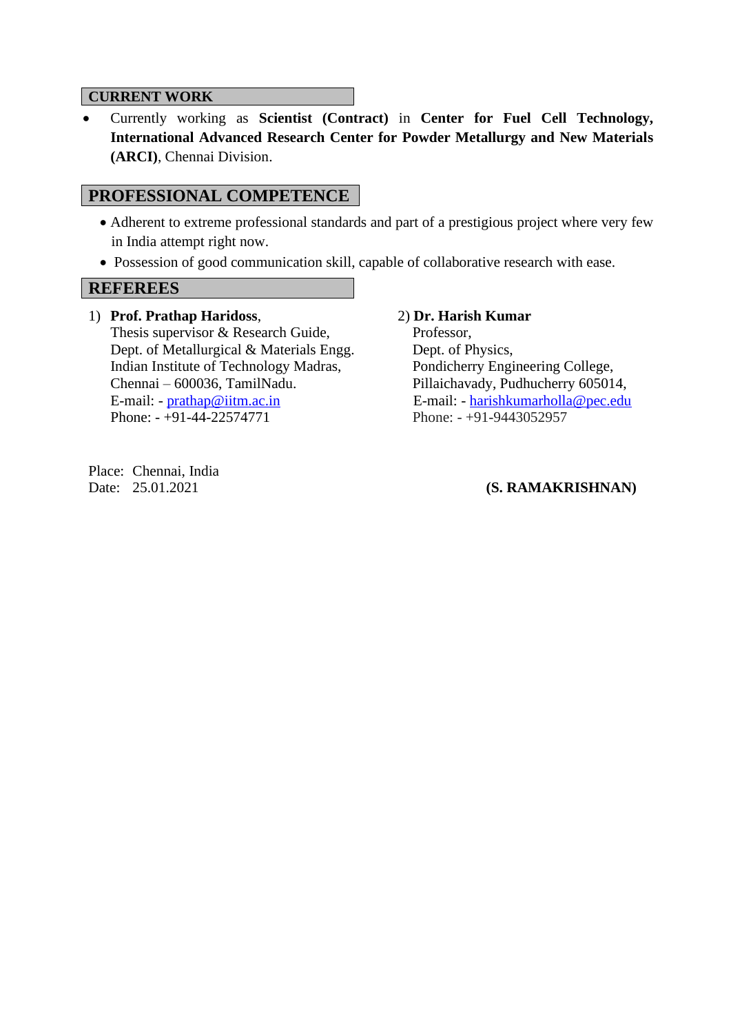## CURRENT WORK

- Currently working as **Scientist (Contract)** in **Center for Fuel Cell Technology, International Advanced Research Center for Powder Metallurgy and New Materials (ARCI)**, Chennai Division.

## PROFESSIONAL COMPETENCE

- Adherent to extreme professional standards and part of a prestigious project where very few in India attempt right now.
- Possession of good communication skill, capable of collaborative research with ease.

## REFEREES

1) **Prof. Prathap Haridoss**,
Thesis supervisor & Research Guide,
Dept. of Metallurgical & Materials Engg.
Indian Institute of Technology Madras,
Chennai – 600036, TamilNadu.
E-mail: - prathap@iitm.ac.in
Phone: - +91-44-22574771

2) **Dr. Harish Kumar**
Professor,
Dept. of Physics,
Pondicherry Engineering College,
Pillaichavady, Pudhucherry 605014,
E-mail: - harishkumarholla@pec.edu
Phone: - +91-9443052957

Place: Chennai, India
Date: 25.01.2021

**(S. RAMAKRISHNAN)**